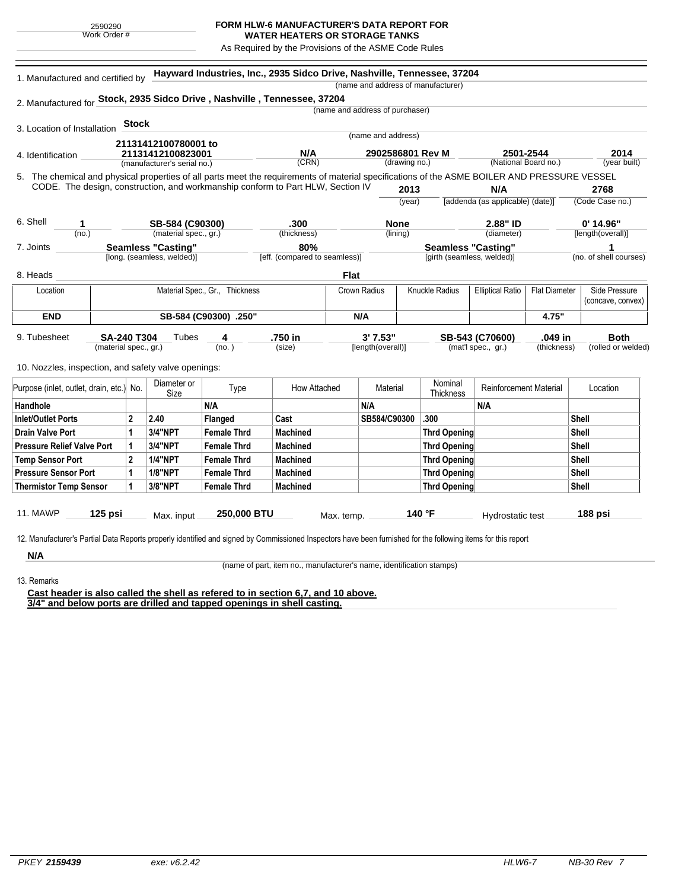2590290
Work Order #

# FORM HLW-6 MANUFACTURER'S DATA REPORT FOR WATER HEATERS OR STORAGE TANKS

As Required by the Provisions of the ASME Code Rules

1. Manufactured and certified by **Hayward Industries, Inc., 2935 Sidco Drive, Nashville, Tennessee, 37204**
(name and address of manufacturer)

2. Manufactured for **Stock, 2935 Sidco Drive , Nashville , Tennessee, 37204**
(name and address of purchaser)

3. Location of Installation **Stock**
(name and address)

4. Identification

| 21131412100780001 to 21131412100823001 | N/A | 2902586801 Rev M | 2501-2544 | 2014 |
|---|---|---|---|---|
| (manufacturer's serial no.) | (CRN) | (drawing no.) | (National Board no.) | (year built) |

5. The chemical and physical properties of all parts meet the requirements of material specifications of the ASME BOILER AND PRESSURE VESSEL CODE. The design, construction, and workmanship conform to Part HLW, Section IV **2013** (year) **N/A** [addenda (as applicable) (date)] **2768** (Code Case no.)

6. Shell

| 1 | SB-584 (C90300) | .300 | None | 2.88" ID | 0' 14.96" |
|---|---|---|---|---|---|
| (no.) | (material spec., gr.) | (thickness) | (lining) | (diameter) | [length(overall)] |

7. Joints

| Seamless "Casting" | 80% | Seamless "Casting" | 1 |
|---|---|---|---|
| [long. (seamless, welded)] | [eff. (compared to seamless)] | [girth (seamless, welded)] | (no. of shell courses) |

8. Heads **Flat**

| Location | Material Spec., Gr., Thickness | Crown Radius | Knuckle Radius | Elliptical Ratio | Flat Diameter | Side Pressure (concave, convex) |
|---|---|---|---|---|---|---|
| END | SB-584 (C90300) .250" | N/A | | | 4.75" | |

9. Tubesheet

| SA-240 T304 | Tubes 4 | .750 in | 3' 7.53" | SB-543 (C70600) | .049 in | Both |
|---|---|---|---|---|---|---|
| (material spec., gr.) | (no. ) | (size) | [length(overall)] | (mat'l spec., gr.) | (thickness) | (rolled or welded) |

10. Nozzles, inspection, and safety valve openings:

| Purpose (inlet, outlet, drain, etc.) | No. | Diameter or Size | Type | How Attached | Material | Nominal Thickness | Reinforcement Material | Location |
|---|---|---|---|---|---|---|---|---|
| Handhole | | | N/A | | N/A | | N/A | |
| Inlet/Outlet Ports | 2 | 2.40 | Flanged | Cast | SB584/C90300 | .300 | | Shell |
| Drain Valve Port | 1 | 3/4"NPT | Female Thrd | Machined | | Thrd Opening | | Shell |
| Pressure Relief Valve Port | 1 | 3/4"NPT | Female Thrd | Machined | | Thrd Opening | | Shell |
| Temp Sensor Port | 2 | 1/4"NPT | Female Thrd | Machined | | Thrd Opening | | Shell |
| Pressure Sensor Port | 1 | 1/8"NPT | Female Thrd | Machined | | Thrd Opening | | Shell |
| Thermistor Temp Sensor | 1 | 3/8"NPT | Female Thrd | Machined | | Thrd Opening | | Shell |

11. MAWP **125 psi** Max. input **250,000 BTU** Max. temp. **140 °F** Hydrostatic test **188 psi**

12. Manufacturer's Partial Data Reports properly identified and signed by Commissioned Inspectors have been furnished for the following items for this report

**N/A**
(name of part, item no., manufacturer's name, identification stamps)

13. Remarks

**Cast header is also called the shell as refered to in section 6,7, and 10 above.**
**3/4" and below ports are drilled and tapped openings in shell casting.**

PKEY 2159439 exe: v6.2.42 HLW6-7 NB-30 Rev 7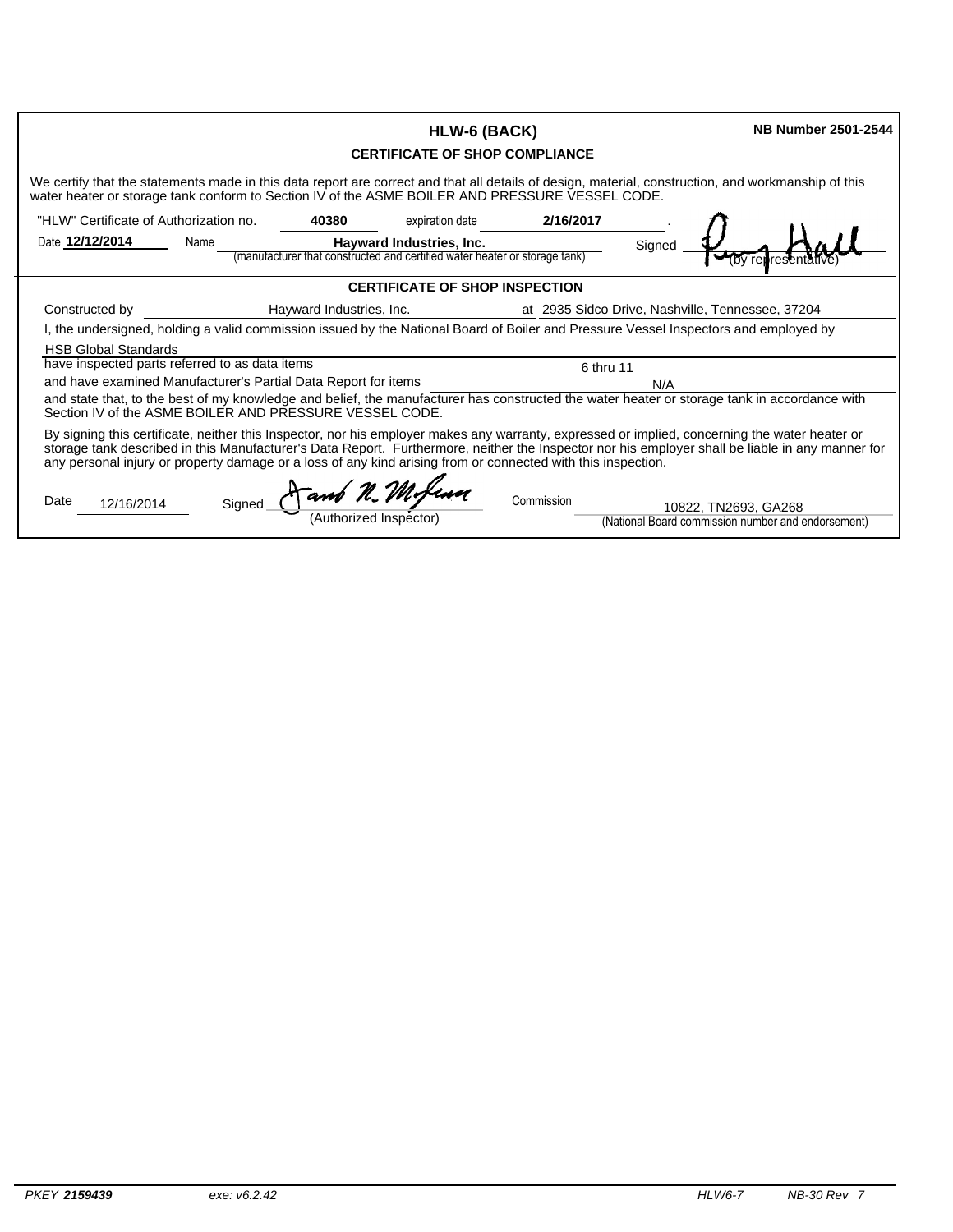# HLW-6 (BACK)

**NB Number 2501-2544**

## CERTIFICATE OF SHOP COMPLIANCE

We certify that the statements made in this data report are correct and that all details of design, material, construction, and workmanship of this water heater or storage tank conform to Section IV of the ASME BOILER AND PRESSURE VESSEL CODE.

"HLW" Certificate of Authorization no. **40380** expiration date **2/16/2017** .

Date **12/12/2014** Name **Hayward Industries, Inc.** (manufacturer that constructed and certified water heater or storage tank) Signed (by representative)

## CERTIFICATE OF SHOP INSPECTION

Constructed by Hayward Industries, Inc. at 2935 Sidco Drive, Nashville, Tennessee, 37204

I, the undersigned, holding a valid commission issued by the National Board of Boiler and Pressure Vessel Inspectors and employed by HSB Global Standards

have inspected parts referred to as data items 6 thru 11

and have examined Manufacturer's Partial Data Report for items N/A

and state that, to the best of my knowledge and belief, the manufacturer has constructed the water heater or storage tank in accordance with Section IV of the ASME BOILER AND PRESSURE VESSEL CODE.

By signing this certificate, neither this Inspector, nor his employer makes any warranty, expressed or implied, concerning the water heater or storage tank described in this Manufacturer's Data Report. Furthermore, neither the Inspector nor his employer shall be liable in any manner for any personal injury or property damage or a loss of any kind arising from or connected with this inspection.

Date 12/16/2014 Signed (Authorized Inspector) Commission 10822, TN2693, GA268 (National Board commission number and endorsement)

*PKEY* ***2159439*** *exe: v6.2.42* *HLW6-7* *NB-30 Rev 7*